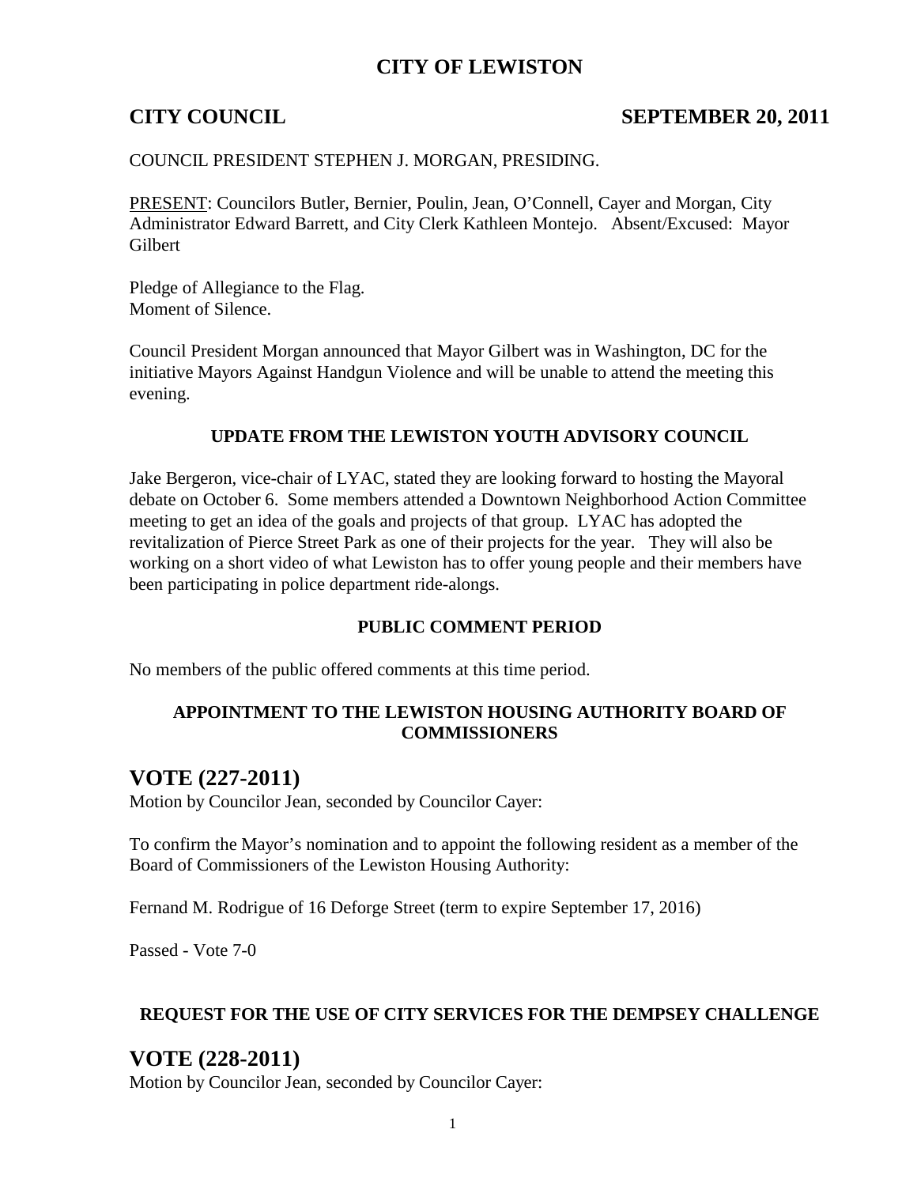# CITY OF LEWISTON

**CITY COUNCIL** **SEPTEMBER 20, 2011**

COUNCIL PRESIDENT STEPHEN J. MORGAN, PRESIDING.

PRESENT: Councilors Butler, Bernier, Poulin, Jean, O'Connell, Cayer and Morgan, City Administrator Edward Barrett, and City Clerk Kathleen Montejo. Absent/Excused: Mayor Gilbert

Pledge of Allegiance to the Flag.
Moment of Silence.

Council President Morgan announced that Mayor Gilbert was in Washington, DC for the initiative Mayors Against Handgun Violence and will be unable to attend the meeting this evening.

### UPDATE FROM THE LEWISTON YOUTH ADVISORY COUNCIL

Jake Bergeron, vice-chair of LYAC, stated they are looking forward to hosting the Mayoral debate on October 6. Some members attended a Downtown Neighborhood Action Committee meeting to get an idea of the goals and projects of that group. LYAC has adopted the revitalization of Pierce Street Park as one of their projects for the year. They will also be working on a short video of what Lewiston has to offer young people and their members have been participating in police department ride-alongs.

### PUBLIC COMMENT PERIOD

No members of the public offered comments at this time period.

### APPOINTMENT TO THE LEWISTON HOUSING AUTHORITY BOARD OF COMMISSIONERS

## VOTE (227-2011)

Motion by Councilor Jean, seconded by Councilor Cayer:

To confirm the Mayor's nomination and to appoint the following resident as a member of the Board of Commissioners of the Lewiston Housing Authority:

Fernand M. Rodrigue of 16 Deforge Street (term to expire September 17, 2016)

Passed - Vote 7-0

### REQUEST FOR THE USE OF CITY SERVICES FOR THE DEMPSEY CHALLENGE

## VOTE (228-2011)

Motion by Councilor Jean, seconded by Councilor Cayer: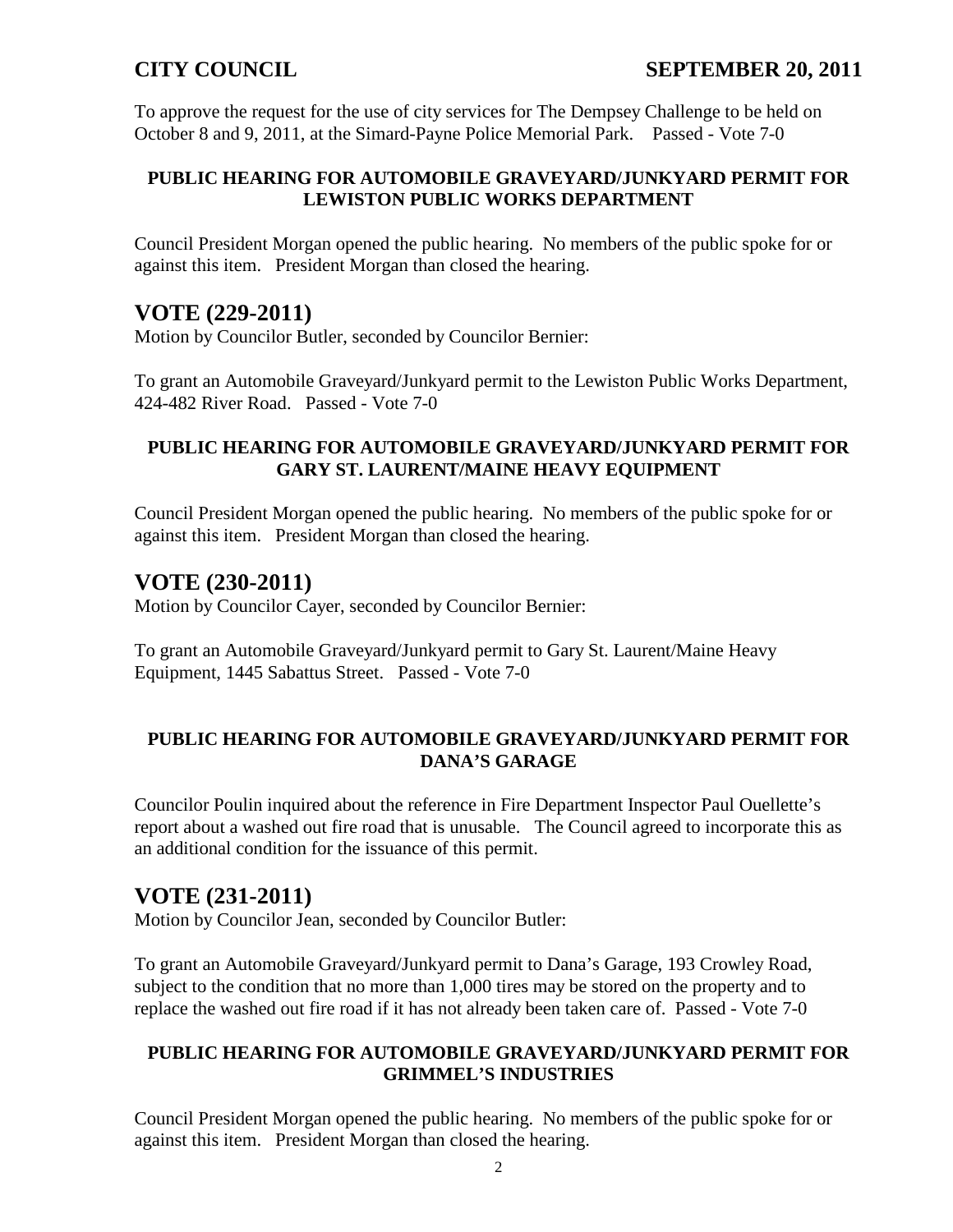To approve the request for the use of city services for The Dempsey Challenge to be held on October 8 and 9, 2011, at the Simard-Payne Police Memorial Park. Passed - Vote 7-0

**PUBLIC HEARING FOR AUTOMOBILE GRAVEYARD/JUNKYARD PERMIT FOR LEWISTON PUBLIC WORKS DEPARTMENT**

Council President Morgan opened the public hearing. No members of the public spoke for or against this item. President Morgan than closed the hearing.

## VOTE (229-2011)

Motion by Councilor Butler, seconded by Councilor Bernier:

To grant an Automobile Graveyard/Junkyard permit to the Lewiston Public Works Department, 424-482 River Road. Passed - Vote 7-0

**PUBLIC HEARING FOR AUTOMOBILE GRAVEYARD/JUNKYARD PERMIT FOR GARY ST. LAURENT/MAINE HEAVY EQUIPMENT**

Council President Morgan opened the public hearing. No members of the public spoke for or against this item. President Morgan than closed the hearing.

## VOTE (230-2011)

Motion by Councilor Cayer, seconded by Councilor Bernier:

To grant an Automobile Graveyard/Junkyard permit to Gary St. Laurent/Maine Heavy Equipment, 1445 Sabattus Street. Passed - Vote 7-0

**PUBLIC HEARING FOR AUTOMOBILE GRAVEYARD/JUNKYARD PERMIT FOR DANA'S GARAGE**

Councilor Poulin inquired about the reference in Fire Department Inspector Paul Ouellette's report about a washed out fire road that is unusable. The Council agreed to incorporate this as an additional condition for the issuance of this permit.

## VOTE (231-2011)

Motion by Councilor Jean, seconded by Councilor Butler:

To grant an Automobile Graveyard/Junkyard permit to Dana's Garage, 193 Crowley Road, subject to the condition that no more than 1,000 tires may be stored on the property and to replace the washed out fire road if it has not already been taken care of. Passed - Vote 7-0

**PUBLIC HEARING FOR AUTOMOBILE GRAVEYARD/JUNKYARD PERMIT FOR GRIMMEL'S INDUSTRIES**

Council President Morgan opened the public hearing. No members of the public spoke for or against this item. President Morgan than closed the hearing.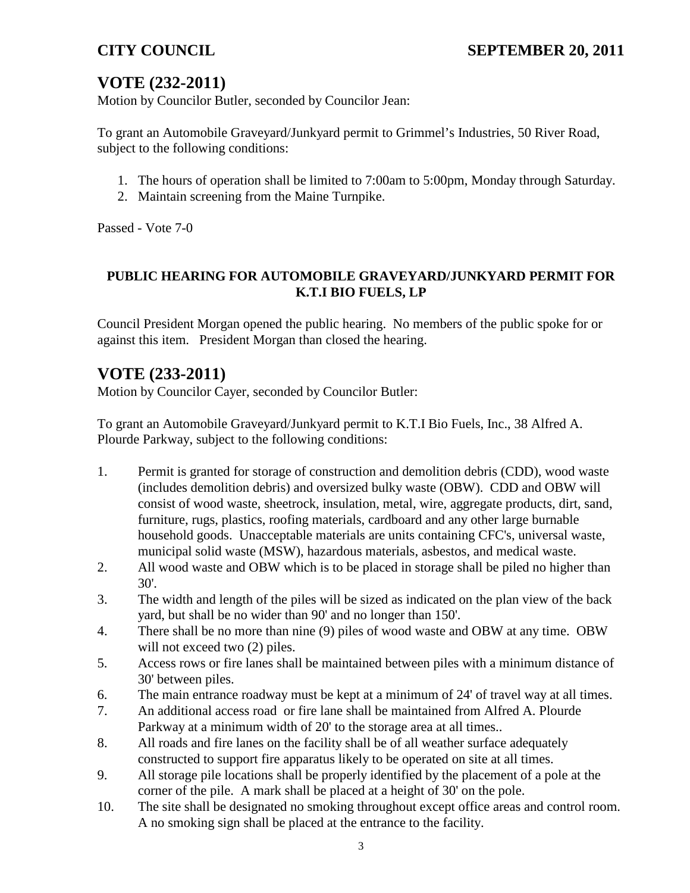## VOTE (232-2011)

Motion by Councilor Butler, seconded by Councilor Jean:

To grant an Automobile Graveyard/Junkyard permit to Grimmel's Industries, 50 River Road, subject to the following conditions:

1. The hours of operation shall be limited to 7:00am to 5:00pm, Monday through Saturday.
2. Maintain screening from the Maine Turnpike.

Passed - Vote 7-0

**PUBLIC HEARING FOR AUTOMOBILE GRAVEYARD/JUNKYARD PERMIT FOR K.T.I BIO FUELS, LP**

Council President Morgan opened the public hearing. No members of the public spoke for or against this item. President Morgan than closed the hearing.

## VOTE (233-2011)

Motion by Councilor Cayer, seconded by Councilor Butler:

To grant an Automobile Graveyard/Junkyard permit to K.T.I Bio Fuels, Inc., 38 Alfred A. Plourde Parkway, subject to the following conditions:

1. Permit is granted for storage of construction and demolition debris (CDD), wood waste (includes demolition debris) and oversized bulky waste (OBW). CDD and OBW will consist of wood waste, sheetrock, insulation, metal, wire, aggregate products, dirt, sand, furniture, rugs, plastics, roofing materials, cardboard and any other large burnable household goods. Unacceptable materials are units containing CFC's, universal waste, municipal solid waste (MSW), hazardous materials, asbestos, and medical waste.
2. All wood waste and OBW which is to be placed in storage shall be piled no higher than 30'.
3. The width and length of the piles will be sized as indicated on the plan view of the back yard, but shall be no wider than 90' and no longer than 150'.
4. There shall be no more than nine (9) piles of wood waste and OBW at any time. OBW will not exceed two (2) piles.
5. Access rows or fire lanes shall be maintained between piles with a minimum distance of 30' between piles.
6. The main entrance roadway must be kept at a minimum of 24' of travel way at all times.
7. An additional access road or fire lane shall be maintained from Alfred A. Plourde Parkway at a minimum width of 20' to the storage area at all times..
8. All roads and fire lanes on the facility shall be of all weather surface adequately constructed to support fire apparatus likely to be operated on site at all times.
9. All storage pile locations shall be properly identified by the placement of a pole at the corner of the pile. A mark shall be placed at a height of 30' on the pole.
10. The site shall be designated no smoking throughout except office areas and control room. A no smoking sign shall be placed at the entrance to the facility.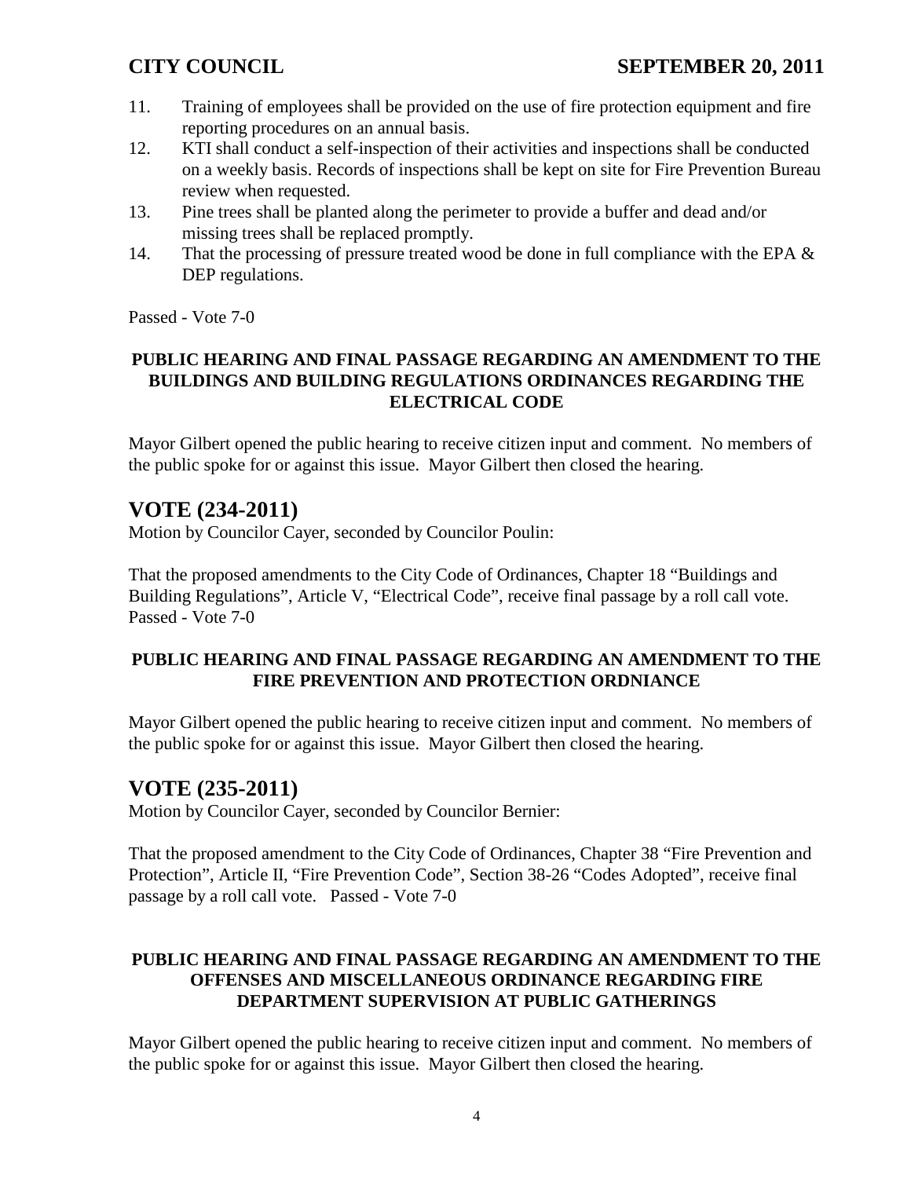11. Training of employees shall be provided on the use of fire protection equipment and fire reporting procedures on an annual basis.
12. KTI shall conduct a self-inspection of their activities and inspections shall be conducted on a weekly basis. Records of inspections shall be kept on site for Fire Prevention Bureau review when requested.
13. Pine trees shall be planted along the perimeter to provide a buffer and dead and/or missing trees shall be replaced promptly.
14. That the processing of pressure treated wood be done in full compliance with the EPA & DEP regulations.

Passed - Vote 7-0

**PUBLIC HEARING AND FINAL PASSAGE REGARDING AN AMENDMENT TO THE BUILDINGS AND BUILDING REGULATIONS ORDINANCES REGARDING THE ELECTRICAL CODE**

Mayor Gilbert opened the public hearing to receive citizen input and comment. No members of the public spoke for or against this issue. Mayor Gilbert then closed the hearing.

## VOTE (234-2011)

Motion by Councilor Cayer, seconded by Councilor Poulin:

That the proposed amendments to the City Code of Ordinances, Chapter 18 "Buildings and Building Regulations", Article V, "Electrical Code", receive final passage by a roll call vote. Passed - Vote 7-0

**PUBLIC HEARING AND FINAL PASSAGE REGARDING AN AMENDMENT TO THE FIRE PREVENTION AND PROTECTION ORDNIANCE**

Mayor Gilbert opened the public hearing to receive citizen input and comment. No members of the public spoke for or against this issue. Mayor Gilbert then closed the hearing.

## VOTE (235-2011)

Motion by Councilor Cayer, seconded by Councilor Bernier:

That the proposed amendment to the City Code of Ordinances, Chapter 38 "Fire Prevention and Protection", Article II, "Fire Prevention Code", Section 38-26 "Codes Adopted", receive final passage by a roll call vote. Passed - Vote 7-0

**PUBLIC HEARING AND FINAL PASSAGE REGARDING AN AMENDMENT TO THE OFFENSES AND MISCELLANEOUS ORDINANCE REGARDING FIRE DEPARTMENT SUPERVISION AT PUBLIC GATHERINGS**

Mayor Gilbert opened the public hearing to receive citizen input and comment. No members of the public spoke for or against this issue. Mayor Gilbert then closed the hearing.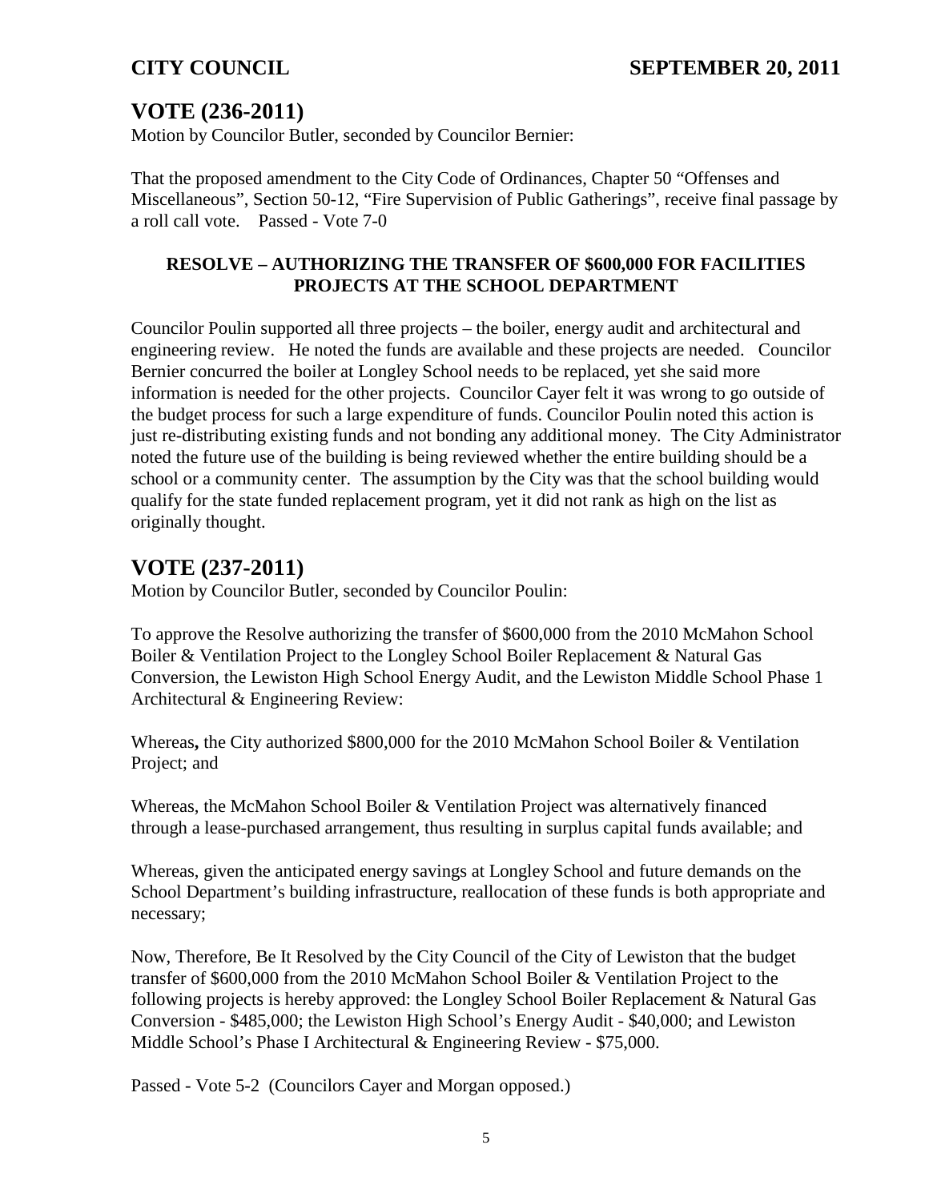## VOTE (236-2011)

Motion by Councilor Butler, seconded by Councilor Bernier:

That the proposed amendment to the City Code of Ordinances, Chapter 50 "Offenses and Miscellaneous", Section 50-12, "Fire Supervision of Public Gatherings", receive final passage by a roll call vote. Passed - Vote 7-0

**RESOLVE – AUTHORIZING THE TRANSFER OF $600,000 FOR FACILITIES PROJECTS AT THE SCHOOL DEPARTMENT**

Councilor Poulin supported all three projects – the boiler, energy audit and architectural and engineering review. He noted the funds are available and these projects are needed. Councilor Bernier concurred the boiler at Longley School needs to be replaced, yet she said more information is needed for the other projects. Councilor Cayer felt it was wrong to go outside of the budget process for such a large expenditure of funds. Councilor Poulin noted this action is just re-distributing existing funds and not bonding any additional money. The City Administrator noted the future use of the building is being reviewed whether the entire building should be a school or a community center. The assumption by the City was that the school building would qualify for the state funded replacement program, yet it did not rank as high on the list as originally thought.

## VOTE (237-2011)

Motion by Councilor Butler, seconded by Councilor Poulin:

To approve the Resolve authorizing the transfer of $600,000 from the 2010 McMahon School Boiler & Ventilation Project to the Longley School Boiler Replacement & Natural Gas Conversion, the Lewiston High School Energy Audit, and the Lewiston Middle School Phase 1 Architectural & Engineering Review:

Whereas**,** the City authorized $800,000 for the 2010 McMahon School Boiler & Ventilation Project; and

Whereas, the McMahon School Boiler & Ventilation Project was alternatively financed through a lease-purchased arrangement, thus resulting in surplus capital funds available; and

Whereas, given the anticipated energy savings at Longley School and future demands on the School Department's building infrastructure, reallocation of these funds is both appropriate and necessary;

Now, Therefore, Be It Resolved by the City Council of the City of Lewiston that the budget transfer of $600,000 from the 2010 McMahon School Boiler & Ventilation Project to the following projects is hereby approved: the Longley School Boiler Replacement & Natural Gas Conversion - $485,000; the Lewiston High School's Energy Audit - $40,000; and Lewiston Middle School's Phase I Architectural & Engineering Review - $75,000.

Passed - Vote 5-2 (Councilors Cayer and Morgan opposed.)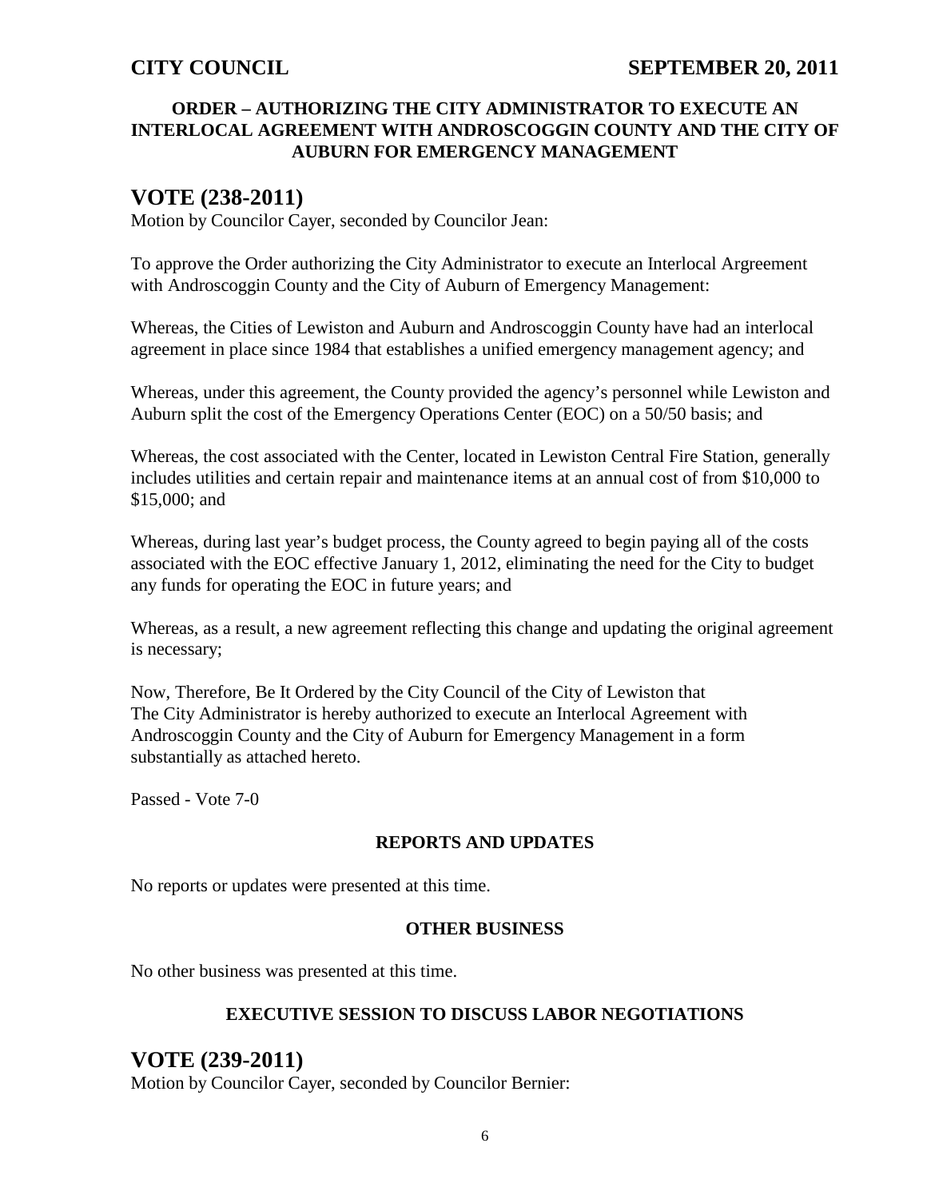### ORDER – AUTHORIZING THE CITY ADMINISTRATOR TO EXECUTE AN INTERLOCAL AGREEMENT WITH ANDROSCOGGIN COUNTY AND THE CITY OF AUBURN FOR EMERGENCY MANAGEMENT

## VOTE (238-2011)

Motion by Councilor Cayer, seconded by Councilor Jean:

To approve the Order authorizing the City Administrator to execute an Interlocal Argreement with Androscoggin County and the City of Auburn of Emergency Management:

Whereas, the Cities of Lewiston and Auburn and Androscoggin County have had an interlocal agreement in place since 1984 that establishes a unified emergency management agency; and

Whereas, under this agreement, the County provided the agency's personnel while Lewiston and Auburn split the cost of the Emergency Operations Center (EOC) on a 50/50 basis; and

Whereas, the cost associated with the Center, located in Lewiston Central Fire Station, generally includes utilities and certain repair and maintenance items at an annual cost of from $10,000 to $15,000; and

Whereas, during last year's budget process, the County agreed to begin paying all of the costs associated with the EOC effective January 1, 2012, eliminating the need for the City to budget any funds for operating the EOC in future years; and

Whereas, as a result, a new agreement reflecting this change and updating the original agreement is necessary;

Now, Therefore, Be It Ordered by the City Council of the City of Lewiston that
The City Administrator is hereby authorized to execute an Interlocal Agreement with Androscoggin County and the City of Auburn for Emergency Management in a form substantially as attached hereto.

Passed - Vote 7-0

### REPORTS AND UPDATES

No reports or updates were presented at this time.

### OTHER BUSINESS

No other business was presented at this time.

### EXECUTIVE SESSION TO DISCUSS LABOR NEGOTIATIONS

## VOTE (239-2011)

Motion by Councilor Cayer, seconded by Councilor Bernier: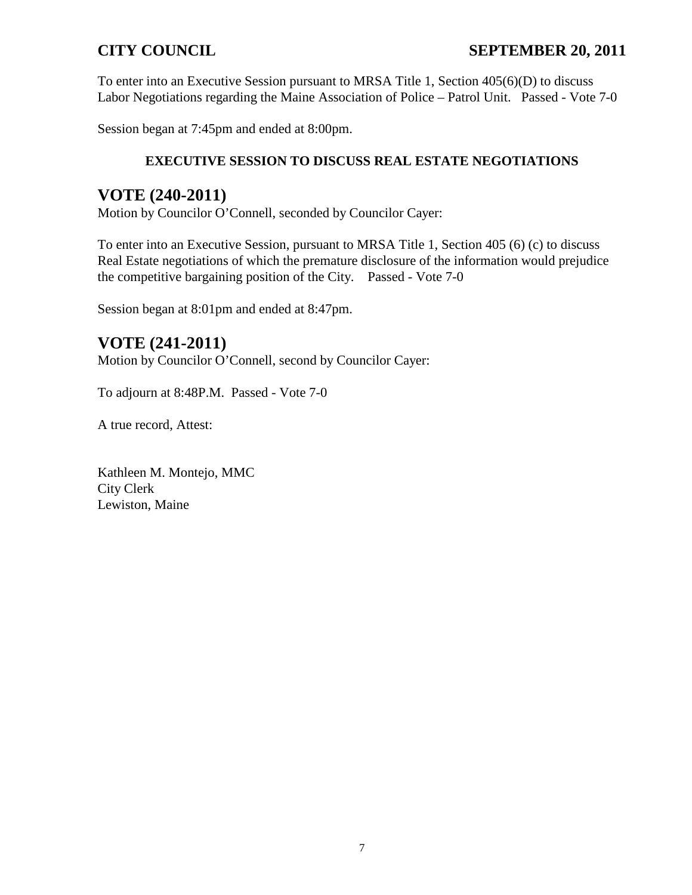To enter into an Executive Session pursuant to MRSA Title 1, Section 405(6)(D) to discuss Labor Negotiations regarding the Maine Association of Police – Patrol Unit. Passed - Vote 7-0

Session began at 7:45pm and ended at 8:00pm.

**EXECUTIVE SESSION TO DISCUSS REAL ESTATE NEGOTIATIONS**

## VOTE (240-2011)

Motion by Councilor O'Connell, seconded by Councilor Cayer:

To enter into an Executive Session, pursuant to MRSA Title 1, Section 405 (6) (c) to discuss Real Estate negotiations of which the premature disclosure of the information would prejudice the competitive bargaining position of the City. Passed - Vote 7-0

Session began at 8:01pm and ended at 8:47pm.

## VOTE (241-2011)

Motion by Councilor O'Connell, second by Councilor Cayer:

To adjourn at 8:48P.M. Passed - Vote 7-0

A true record, Attest:

Kathleen M. Montejo, MMC
City Clerk
Lewiston, Maine